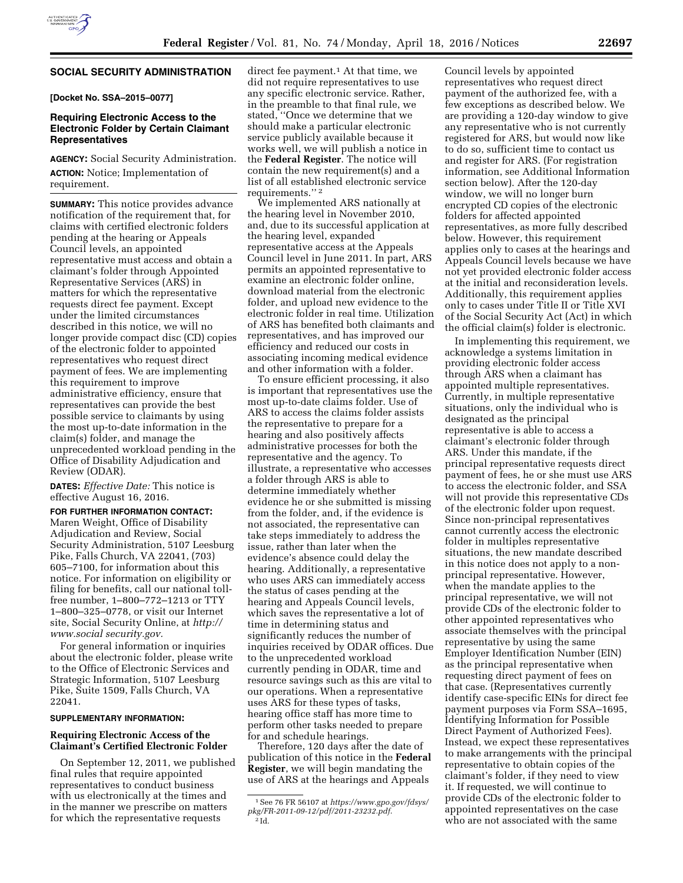## SOCIAL SECURITY ADMINISTRATION

**[Docket No. SSA–2015–0077]**

### Requiring Electronic Access to the Electronic Folder by Certain Claimant Representatives

**AGENCY:** Social Security Administration.

**ACTION:** Notice; Implementation of requirement.

**SUMMARY:** This notice provides advance notification of the requirement that, for claims with certified electronic folders pending at the hearing or Appeals Council levels, an appointed representative must access and obtain a claimant's folder through Appointed Representative Services (ARS) in matters for which the representative requests direct fee payment. Except under the limited circumstances described in this notice, we will no longer provide compact disc (CD) copies of the electronic folder to appointed representatives who request direct payment of fees. We are implementing this requirement to improve administrative efficiency, ensure that representatives can provide the best possible service to claimants by using the most up-to-date information in the claim(s) folder, and manage the unprecedented workload pending in the Office of Disability Adjudication and Review (ODAR).

**DATES:** *Effective Date:* This notice is effective August 16, 2016.

**FOR FURTHER INFORMATION CONTACT:** Maren Weight, Office of Disability Adjudication and Review, Social Security Administration, 5107 Leesburg Pike, Falls Church, VA 22041, (703) 605–7100, for information about this notice. For information on eligibility or filing for benefits, call our national toll-free number, 1–800–772–1213 or TTY 1–800–325–0778, or visit our Internet site, Social Security Online, at *http://www.social security.gov.*

For general information or inquiries about the electronic folder, please write to the Office of Electronic Services and Strategic Information, 5107 Leesburg Pike, Suite 1509, Falls Church, VA 22041.

**SUPPLEMENTARY INFORMATION:**

#### Requiring Electronic Access of the Claimant's Certified Electronic Folder

On September 12, 2011, we published final rules that require appointed representatives to conduct business with us electronically at the times and in the manner we prescribe on matters for which the representative requests direct fee payment.[1] At that time, we did not require representatives to use any specific electronic service. Rather, in the preamble to that final rule, we stated, "Once we determine that we should make a particular electronic service publicly available because it works well, we will publish a notice in the **Federal Register**. The notice will contain the new requirement(s) and a list of all established electronic service requirements."[2]

We implemented ARS nationally at the hearing level in November 2010, and, due to its successful application at the hearing level, expanded representative access at the Appeals Council level in June 2011. In part, ARS permits an appointed representative to examine an electronic folder online, download material from the electronic folder, and upload new evidence to the electronic folder in real time. Utilization of ARS has benefited both claimants and representatives, and has improved our efficiency and reduced our costs in associating incoming medical evidence and other information with a folder.

To ensure efficient processing, it also is important that representatives use the most up-to-date claims folder. Use of ARS to access the claims folder assists the representative to prepare for a hearing and also positively affects administrative processes for both the representative and the agency. To illustrate, a representative who accesses a folder through ARS is able to determine immediately whether evidence he or she submitted is missing from the folder, and, if the evidence is not associated, the representative can take steps immediately to address the issue, rather than later when the evidence's absence could delay the hearing. Additionally, a representative who uses ARS can immediately access the status of cases pending at the hearing and Appeals Council levels, which saves the representative a lot of time in determining status and significantly reduces the number of inquiries received by ODAR offices. Due to the unprecedented workload currently pending in ODAR, time and resource savings such as this are vital to our operations. When a representative uses ARS for these types of tasks, hearing office staff has more time to perform other tasks needed to prepare for and schedule hearings.

Therefore, 120 days after the date of publication of this notice in the **Federal Register**, we will begin mandating the use of ARS at the hearings and Appeals Council levels by appointed representatives who request direct payment of the authorized fee, with a few exceptions as described below. We are providing a 120-day window to give any representative who is not currently registered for ARS, but would now like to do so, sufficient time to contact us and register for ARS. (For registration information, see Additional Information section below). After the 120-day window, we will no longer burn encrypted CD copies of the electronic folders for affected appointed representatives, as more fully described below. However, this requirement applies only to cases at the hearings and Appeals Council levels because we have not yet provided electronic folder access at the initial and reconsideration levels. Additionally, this requirement applies only to cases under Title II or Title XVI of the Social Security Act (Act) in which the official claim(s) folder is electronic.

In implementing this requirement, we acknowledge a systems limitation in providing electronic folder access through ARS when a claimant has appointed multiple representatives. Currently, in multiple representative situations, only the individual who is designated as the principal representative is able to access a claimant's electronic folder through ARS. Under this mandate, if the principal representative requests direct payment of fees, he or she must use ARS to access the electronic folder, and SSA will not provide this representative CDs of the electronic folder upon request. Since non-principal representatives cannot currently access the electronic folder in multiples representative situations, the new mandate described in this notice does not apply to a non-principal representative. However, when the mandate applies to the principal representative, we will not provide CDs of the electronic folder to other appointed representatives who associate themselves with the principal representative by using the same Employer Identification Number (EIN) as the principal representative when requesting direct payment of fees on that case. (Representatives currently identify case-specific EINs for direct fee payment purposes via Form SSA–1695, Identifying Information for Possible Direct Payment of Authorized Fees). Instead, we expect these representatives to make arrangements with the principal representative to obtain copies of the claimant's folder, if they need to view it. If requested, we will continue to provide CDs of the electronic folder to appointed representatives on the case who are not associated with the same

[1] See 76 FR 56107 at *https://www.gpo.gov/fdsys/pkg/FR-2011-09-12/pdf/2011-23232.pdf.*

[2] Id.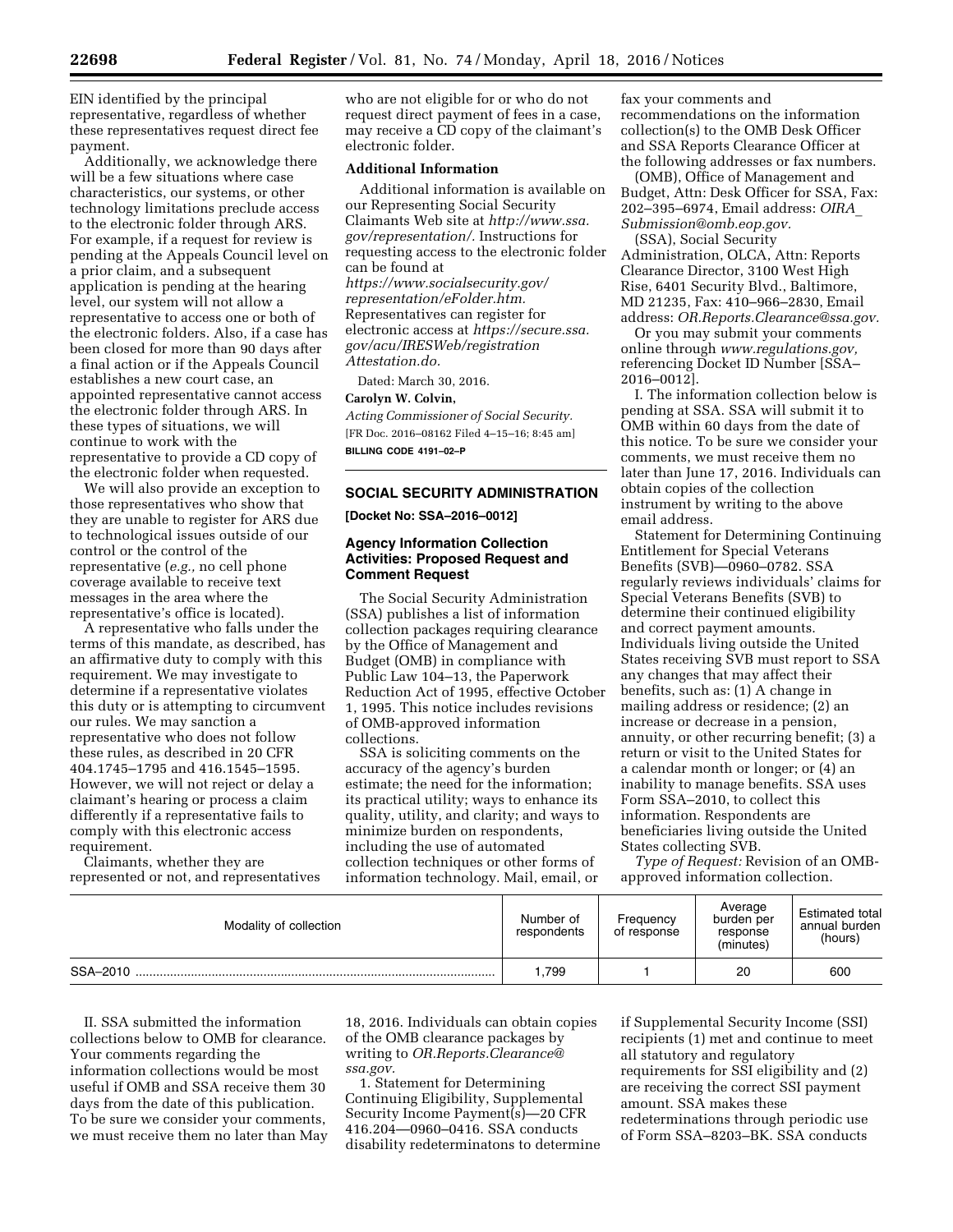EIN identified by the principal representative, regardless of whether these representatives request direct fee payment.

Additionally, we acknowledge there will be a few situations where case characteristics, our systems, or other technology limitations preclude access to the electronic folder through ARS. For example, if a request for review is pending at the Appeals Council level on a prior claim, and a subsequent application is pending at the hearing level, our system will not allow a representative to access one or both of the electronic folders. Also, if a case has been closed for more than 90 days after a final action or if the Appeals Council establishes a new court case, an appointed representative cannot access the electronic folder through ARS. In these types of situations, we will continue to work with the representative to provide a CD copy of the electronic folder when requested.

We will also provide an exception to those representatives who show that they are unable to register for ARS due to technological issues outside of our control or the control of the representative (*e.g.,* no cell phone coverage available to receive text messages in the area where the representative's office is located).

A representative who falls under the terms of this mandate, as described, has an affirmative duty to comply with this requirement. We may investigate to determine if a representative violates this duty or is attempting to circumvent our rules. We may sanction a representative who does not follow these rules, as described in 20 CFR 404.1745–1795 and 416.1545–1595. However, we will not reject or delay a claimant's hearing or process a claim differently if a representative fails to comply with this electronic access requirement.

Claimants, whether they are represented or not, and representatives who are not eligible for or who do not request direct payment of fees in a case, may receive a CD copy of the claimant's electronic folder.

### Additional Information

Additional information is available on our Representing Social Security Claimants Web site at *http://www.ssa.gov/representation/.* Instructions for requesting access to the electronic folder can be found at *https://www.socialsecurity.gov/representation/eFolder.htm.* Representatives can register for electronic access at *https://secure.ssa.gov/acu/IRESWeb/registration Attestation.do.*

Dated: March 30, 2016.

**Carolyn W. Colvin,**

*Acting Commissioner of Social Security.*

[FR Doc. 2016–08162 Filed 4–15–16; 8:45 am]

**BILLING CODE 4191–02–P**

## SOCIAL SECURITY ADMINISTRATION

**[Docket No: SSA–2016–0012]**

### Agency Information Collection Activities: Proposed Request and Comment Request

The Social Security Administration (SSA) publishes a list of information collection packages requiring clearance by the Office of Management and Budget (OMB) in compliance with Public Law 104–13, the Paperwork Reduction Act of 1995, effective October 1, 1995. This notice includes revisions of OMB-approved information collections.

SSA is soliciting comments on the accuracy of the agency's burden estimate; the need for the information; its practical utility; ways to enhance its quality, utility, and clarity; and ways to minimize burden on respondents, including the use of automated collection techniques or other forms of information technology. Mail, email, or fax your comments and recommendations on the information collection(s) to the OMB Desk Officer and SSA Reports Clearance Officer at the following addresses or fax numbers.

(OMB), Office of Management and Budget, Attn: Desk Officer for SSA, Fax: 202–395–6974, Email address: *OIRA_Submission@omb.eop.gov.*

(SSA), Social Security Administration, OLCA, Attn: Reports Clearance Director, 3100 West High Rise, 6401 Security Blvd., Baltimore, MD 21235, Fax: 410–966–2830, Email address: *OR.Reports.Clearance@ssa.gov.*

Or you may submit your comments online through *www.regulations.gov,* referencing Docket ID Number [SSA–2016–0012].

I. The information collection below is pending at SSA. SSA will submit it to OMB within 60 days from the date of this notice. To be sure we consider your comments, we must receive them no later than June 17, 2016. Individuals can obtain copies of the collection instrument by writing to the above email address.

Statement for Determining Continuing Entitlement for Special Veterans Benefits (SVB)—0960–0782. SSA regularly reviews individuals' claims for Special Veterans Benefits (SVB) to determine their continued eligibility and correct payment amounts. Individuals living outside the United States receiving SVB must report to SSA any changes that may affect their benefits, such as: (1) A change in mailing address or residence; (2) an increase or decrease in a pension, annuity, or other recurring benefit; (3) a return or visit to the United States for a calendar month or longer; or (4) an inability to manage benefits. SSA uses Form SSA–2010, to collect this information. Respondents are beneficiaries living outside the United States collecting SVB.

*Type of Request:* Revision of an OMB-approved information collection.

| Modality of collection | Number of respondents | Frequency of response | Average burden per response (minutes) | Estimated total annual burden (hours) |
|---|---|---|---|---|
| SSA–2010 | 1,799 | 1 | 20 | 600 |

II. SSA submitted the information collections below to OMB for clearance. Your comments regarding the information collections would be most useful if OMB and SSA receive them 30 days from the date of this publication. To be sure we consider your comments, we must receive them no later than May 18, 2016. Individuals can obtain copies of the OMB clearance packages by writing to *OR.Reports.Clearance@ssa.gov.*

1. Statement for Determining Continuing Eligibility, Supplemental Security Income Payment(s)—20 CFR 416.204—0960–0416. SSA conducts disability redeterminatons to determine if Supplemental Security Income (SSI) recipients (1) met and continue to meet all statutory and regulatory requirements for SSI eligibility and (2) are receiving the correct SSI payment amount. SSA makes these redeterminations through periodic use of Form SSA–8203–BK. SSA conducts